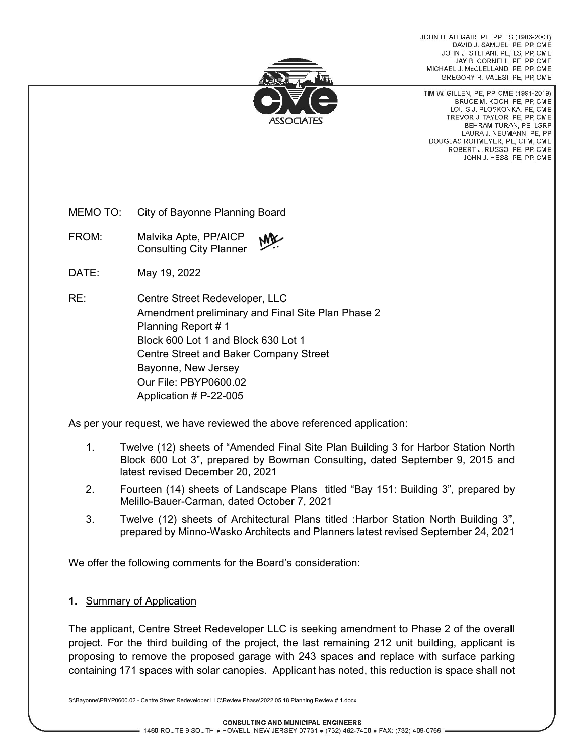JOHN H. ALLGAIR, PE, PP, LS (1983-2001)
DAVID J. SAMUEL, PE, PP, CME
JOHN J. STEFANI, PE, LS, PP, CME
JAY B. CORNELL, PE, PP, CME
MICHAEL J. McCLELLAND, PE, PP, CME
GREGORY R. VALESI, PE, PP, CME

TIM W. GILLEN, PE, PP, CME (1991-2019)
BRUCE M. KOCH, PE, PP, CME
LOUIS J. PLOSKONKA, PE, CME
TREVOR J. TAYLOR, PE, PP, CME
BEHRAM TURAN, PE, LSRP
LAURA J. NEUMANN, PE, PP
DOUGLAS ROHMEYER, PE, CFM, CME
ROBERT J. RUSSO, PE, PP, CME
JOHN J. HESS, PE, PP, CME

MEMO TO: City of Bayonne Planning Board

FROM: Malvika Apte, PP/AICP
Consulting City Planner

DATE: May 19, 2022

RE: Centre Street Redeveloper, LLC
Amendment preliminary and Final Site Plan Phase 2
Planning Report # 1
Block 600 Lot 1 and Block 630 Lot 1
Centre Street and Baker Company Street
Bayonne, New Jersey
Our File: PBYP0600.02
Application # P-22-005

As per your request, we have reviewed the above referenced application:

1. Twelve (12) sheets of "Amended Final Site Plan Building 3 for Harbor Station North Block 600 Lot 3", prepared by Bowman Consulting, dated September 9, 2015 and latest revised December 20, 2021
2. Fourteen (14) sheets of Landscape Plans titled "Bay 151: Building 3", prepared by Melillo-Bauer-Carman, dated October 7, 2021
3. Twelve (12) sheets of Architectural Plans titled :Harbor Station North Building 3", prepared by Minno-Wasko Architects and Planners latest revised September 24, 2021

We offer the following comments for the Board's consideration:

**1.** Summary of Application

The applicant, Centre Street Redeveloper LLC is seeking amendment to Phase 2 of the overall project. For the third building of the project, the last remaining 212 unit building, applicant is proposing to remove the proposed garage with 243 spaces and replace with surface parking containing 171 spaces with solar canopies. Applicant has noted, this reduction is space shall not

S:\Bayonne\PBYP0600.02 - Centre Street Redeveloper LLC\Review Phase\2022.05.18 Planning Review # 1.docx

CONSULTING AND MUNICIPAL ENGINEERS
1460 ROUTE 9 SOUTH • HOWELL, NEW JERSEY 07731 • (732) 462-7400 • FAX: (732) 409-0756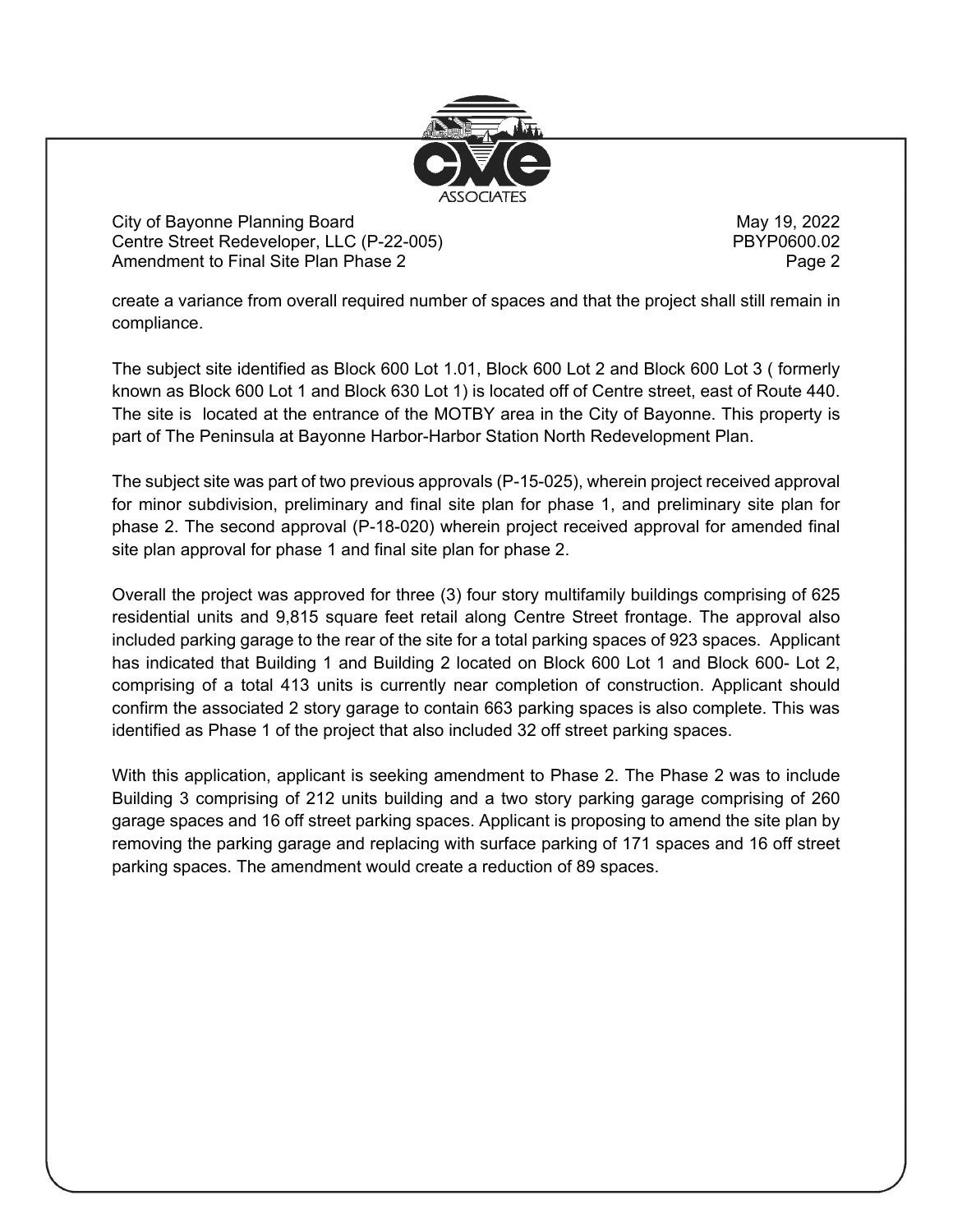create a variance from overall required number of spaces and that the project shall still remain in compliance.

The subject site identified as Block 600 Lot 1.01, Block 600 Lot 2 and Block 600 Lot 3 ( formerly known as Block 600 Lot 1 and Block 630 Lot 1) is located off of Centre street, east of Route 440. The site is located at the entrance of the MOTBY area in the City of Bayonne. This property is part of The Peninsula at Bayonne Harbor-Harbor Station North Redevelopment Plan.

The subject site was part of two previous approvals (P-15-025), wherein project received approval for minor subdivision, preliminary and final site plan for phase 1, and preliminary site plan for phase 2. The second approval (P-18-020) wherein project received approval for amended final site plan approval for phase 1 and final site plan for phase 2.

Overall the project was approved for three (3) four story multifamily buildings comprising of 625 residential units and 9,815 square feet retail along Centre Street frontage. The approval also included parking garage to the rear of the site for a total parking spaces of 923 spaces. Applicant has indicated that Building 1 and Building 2 located on Block 600 Lot 1 and Block 600- Lot 2, comprising of a total 413 units is currently near completion of construction. Applicant should confirm the associated 2 story garage to contain 663 parking spaces is also complete. This was identified as Phase 1 of the project that also included 32 off street parking spaces.

With this application, applicant is seeking amendment to Phase 2. The Phase 2 was to include Building 3 comprising of 212 units building and a two story parking garage comprising of 260 garage spaces and 16 off street parking spaces. Applicant is proposing to amend the site plan by removing the parking garage and replacing with surface parking of 171 spaces and 16 off street parking spaces. The amendment would create a reduction of 89 spaces.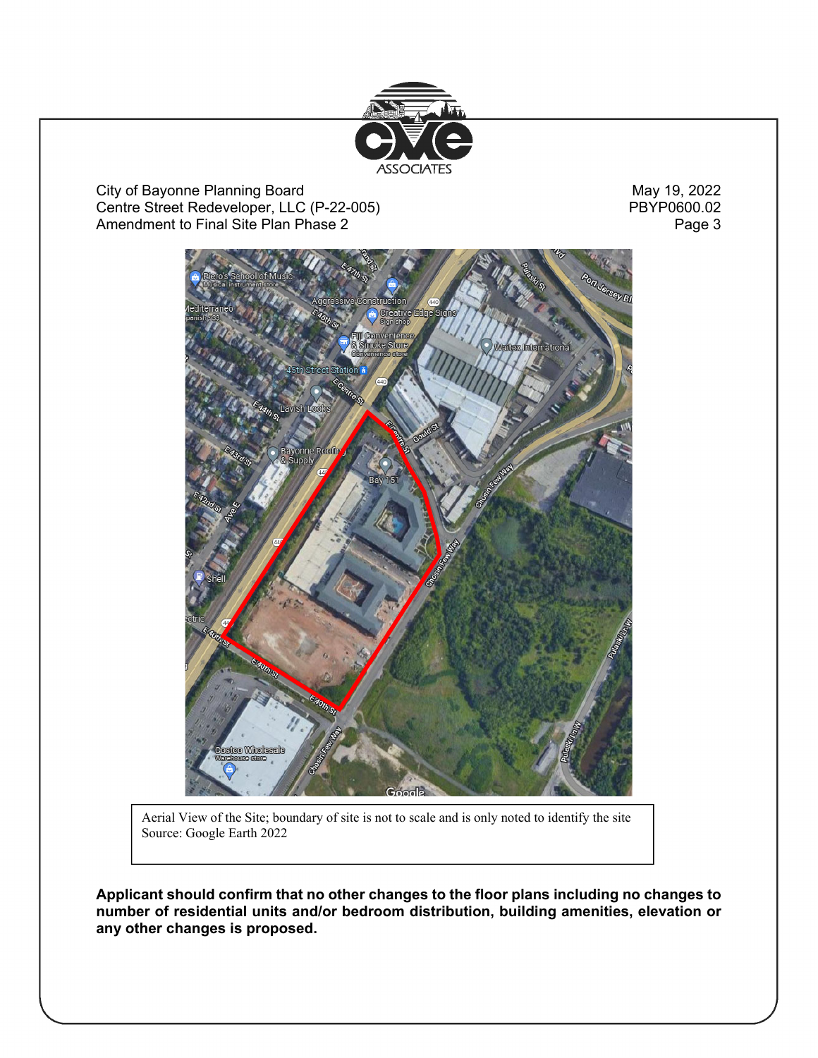Aerial View of the Site; boundary of site is not to scale and is only noted to identify the site
Source: Google Earth 2022

**Applicant should confirm that no other changes to the floor plans including no changes to number of residential units and/or bedroom distribution, building amenities, elevation or any other changes is proposed.**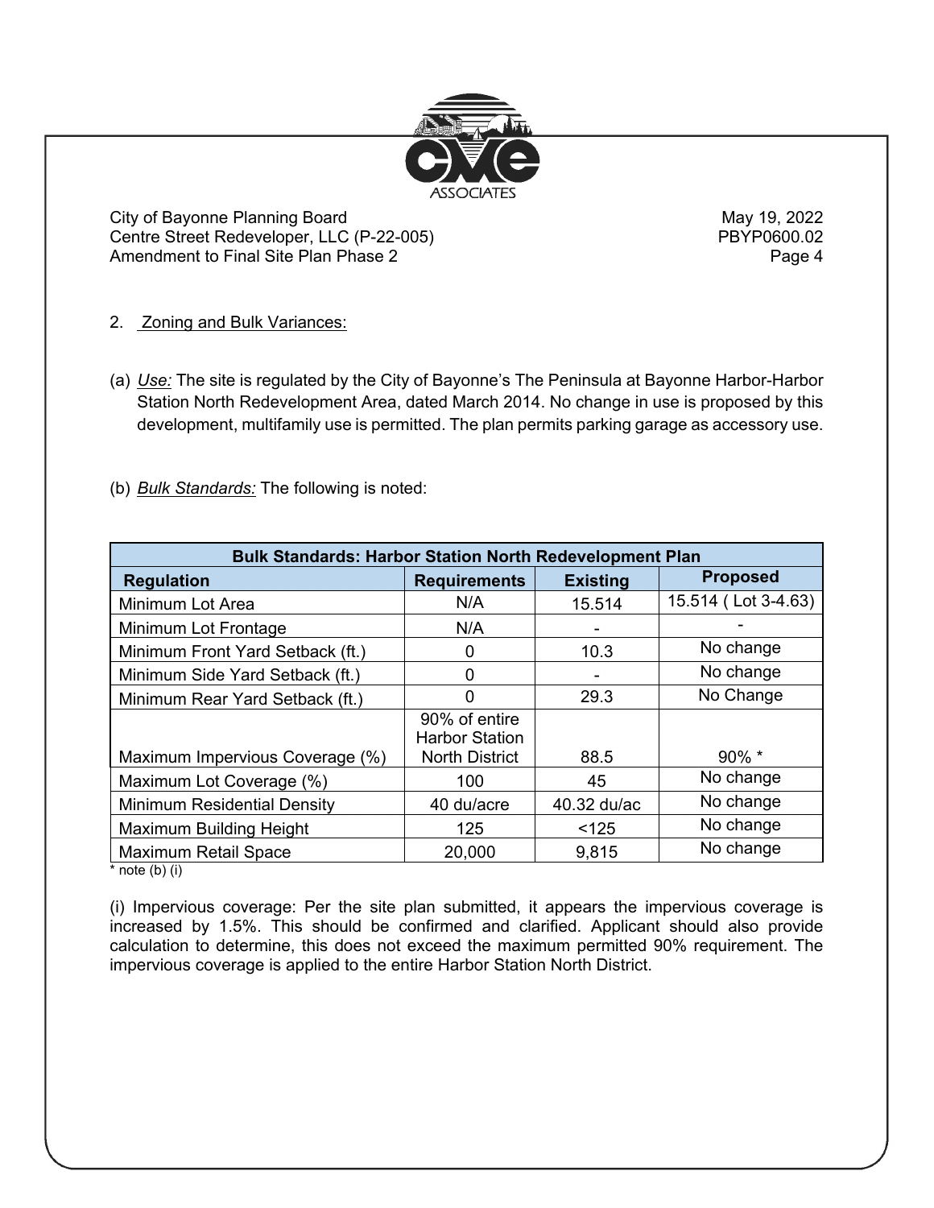2. Zoning and Bulk Variances:

(a) *Use:* The site is regulated by the City of Bayonne's The Peninsula at Bayonne Harbor-Harbor Station North Redevelopment Area, dated March 2014. No change in use is proposed by this development, multifamily use is permitted. The plan permits parking garage as accessory use.

(b) *Bulk Standards:* The following is noted:

| Bulk Standards: Harbor Station North Redevelopment Plan | | | |
|---|---|---|---|
| **Regulation** | **Requirements** | **Existing** | **Proposed** |
| Minimum Lot Area | N/A | 15.514 | 15.514 ( Lot 3-4.63) |
| Minimum Lot Frontage | N/A | - | - |
| Minimum Front Yard Setback (ft.) | 0 | 10.3 | No change |
| Minimum Side Yard Setback (ft.) | 0 | - | No change |
| Minimum Rear Yard Setback (ft.) | 0 | 29.3 | No Change |
| Maximum Impervious Coverage (%) | 90% of entire Harbor Station North District | 88.5 | 90% * |
| Maximum Lot Coverage (%) | 100 | 45 | No change |
| Minimum Residential Density | 40 du/acre | 40.32 du/ac | No change |
| Maximum Building Height | 125 | <125 | No change |
| Maximum Retail Space | 20,000 | 9,815 | No change |

* note (b) (i)

(i) Impervious coverage: Per the site plan submitted, it appears the impervious coverage is increased by 1.5%. This should be confirmed and clarified. Applicant should also provide calculation to determine, this does not exceed the maximum permitted 90% requirement. The impervious coverage is applied to the entire Harbor Station North District.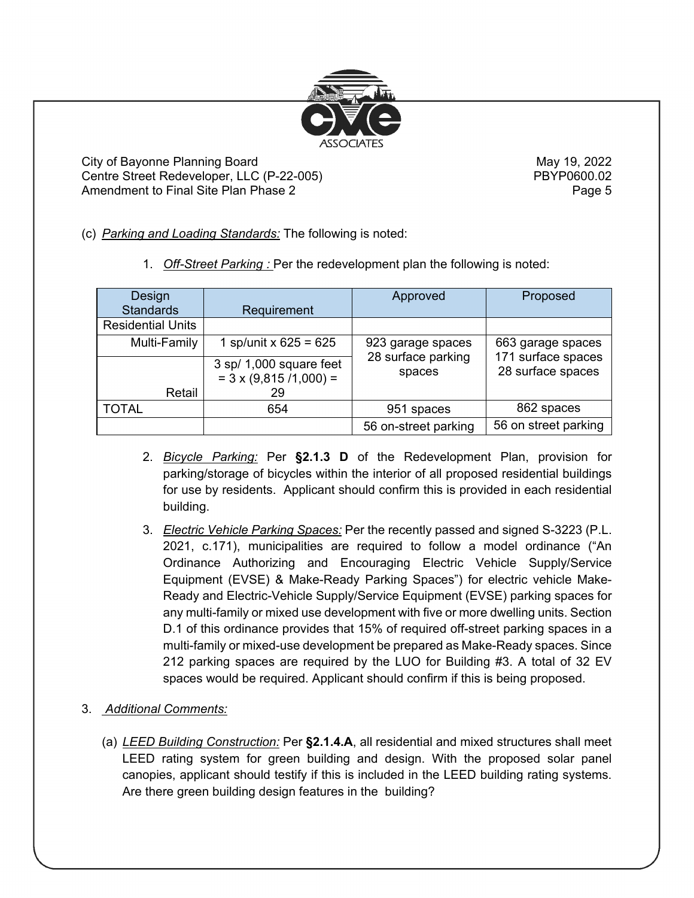(c) *Parking and Loading Standards:* The following is noted:

1. *Off-Street Parking :* Per the redevelopment plan the following is noted:

| Design Standards | Requirement | Approved | Proposed |
|---|---|---|---|
| Residential Units | | | |
| Multi-Family | 1 sp/unit x 625 = 625 | 923 garage spaces 28 surface parking spaces | 663 garage spaces 171 surface spaces 28 surface spaces |
| Retail | 3 sp/ 1,000 square feet = 3 x (9,815 /1,000) = 29 | | |
| TOTAL | 654 | 951 spaces | 862 spaces |
| | | 56 on-street parking | 56 on street parking |

2. *Bicycle Parking:* Per **§2.1.3 D** of the Redevelopment Plan, provision for parking/storage of bicycles within the interior of all proposed residential buildings for use by residents. Applicant should confirm this is provided in each residential building.

3. *Electric Vehicle Parking Spaces:* Per the recently passed and signed S-3223 (P.L. 2021, c.171), municipalities are required to follow a model ordinance ("An Ordinance Authorizing and Encouraging Electric Vehicle Supply/Service Equipment (EVSE) & Make-Ready Parking Spaces") for electric vehicle Make-Ready and Electric-Vehicle Supply/Service Equipment (EVSE) parking spaces for any multi-family or mixed use development with five or more dwelling units. Section D.1 of this ordinance provides that 15% of required off-street parking spaces in a multi-family or mixed-use development be prepared as Make-Ready spaces. Since 212 parking spaces are required by the LUO for Building #3. A total of 32 EV spaces would be required. Applicant should confirm if this is being proposed.

3. *Additional Comments:*

(a) *LEED Building Construction:* Per **§2.1.4.A**, all residential and mixed structures shall meet LEED rating system for green building and design. With the proposed solar panel canopies, applicant should testify if this is included in the LEED building rating systems. Are there green building design features in the building?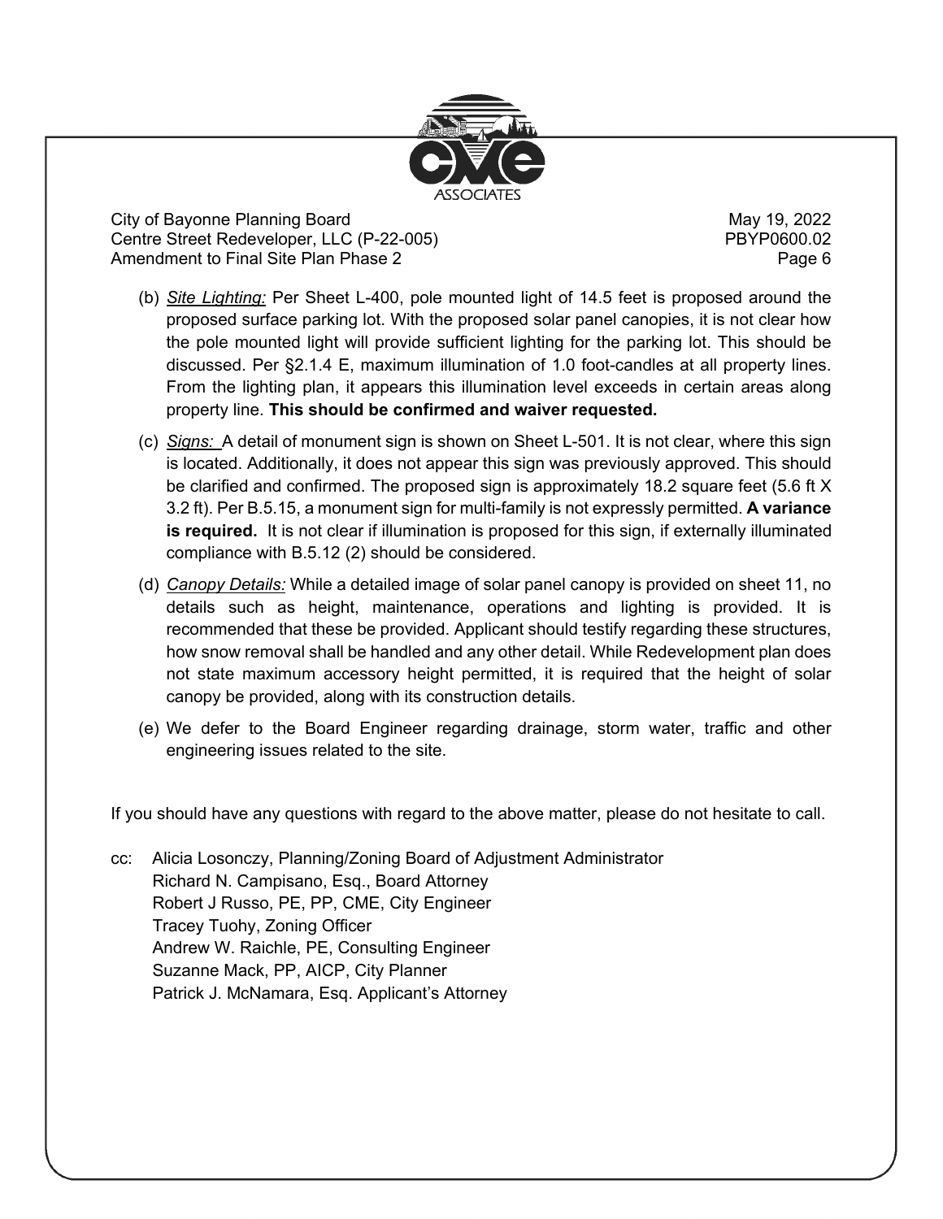(b) *Site Lighting:* Per Sheet L-400, pole mounted light of 14.5 feet is proposed around the proposed surface parking lot. With the proposed solar panel canopies, it is not clear how the pole mounted light will provide sufficient lighting for the parking lot. This should be discussed. Per §2.1.4 E, maximum illumination of 1.0 foot-candles at all property lines. From the lighting plan, it appears this illumination level exceeds in certain areas along property line. **This should be confirmed and waiver requested.**

(c) *Signs:* A detail of monument sign is shown on Sheet L-501. It is not clear, where this sign is located. Additionally, it does not appear this sign was previously approved. This should be clarified and confirmed. The proposed sign is approximately 18.2 square feet (5.6 ft X 3.2 ft). Per B.5.15, a monument sign for multi-family is not expressly permitted. **A variance is required.** It is not clear if illumination is proposed for this sign, if externally illuminated compliance with B.5.12 (2) should be considered.

(d) *Canopy Details:* While a detailed image of solar panel canopy is provided on sheet 11, no details such as height, maintenance, operations and lighting is provided. It is recommended that these be provided. Applicant should testify regarding these structures, how snow removal shall be handled and any other detail. While Redevelopment plan does not state maximum accessory height permitted, it is required that the height of solar canopy be provided, along with its construction details.

(e) We defer to the Board Engineer regarding drainage, storm water, traffic and other engineering issues related to the site.

If you should have any questions with regard to the above matter, please do not hesitate to call.

cc: Alicia Losonczy, Planning/Zoning Board of Adjustment Administrator
Richard N. Campisano, Esq., Board Attorney
Robert J Russo, PE, PP, CME, City Engineer
Tracey Tuohy, Zoning Officer
Andrew W. Raichle, PE, Consulting Engineer
Suzanne Mack, PP, AICP, City Planner
Patrick J. McNamara, Esq. Applicant's Attorney